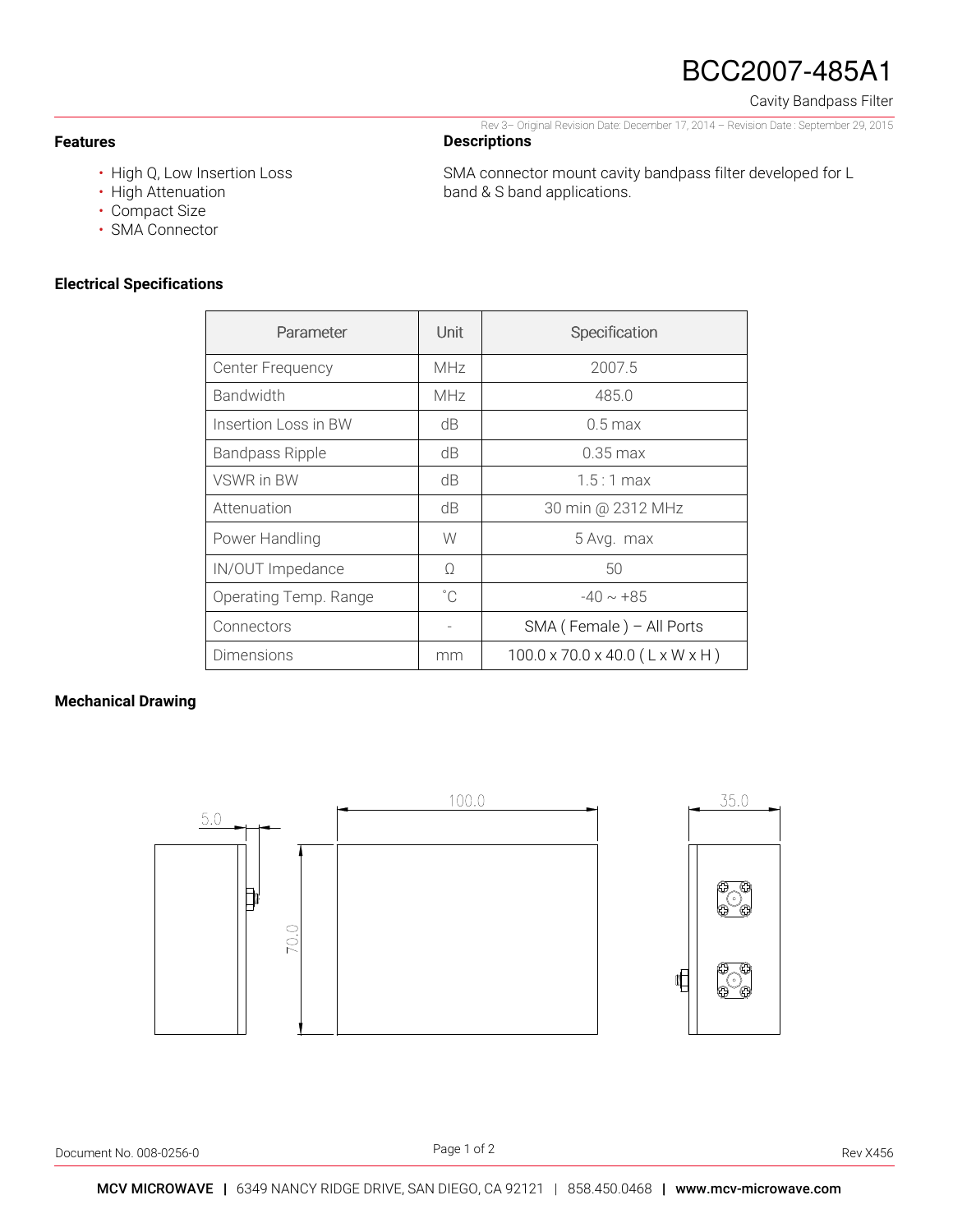# BCC2007-485A1

Cavity Bandpass Filter

Rev 3– Original Revision Date: December 17, 2014 – Revision Date : September 29, 2015

## Features

- High Q, Low Insertion Loss
- High Attenuation
- Compact Size
- SMA Connector

## Descriptions

SMA connector mount cavity bandpass filter developed for L band & S band applications.

## Electrical Specifications

| Parameter | Unit | Specification |
|---|---|---|
| Center Frequency | MHz | 2007.5 |
| Bandwidth | MHz | 485.0 |
| Insertion Loss in BW | dB | 0.5 max |
| Bandpass Ripple | dB | 0.35 max |
| VSWR in BW | dB | 1.5 : 1 max |
| Attenuation | dB | 30 min @ 2312 MHz |
| Power Handling | W | 5 Avg. max |
| IN/OUT Impedance | Ω | 50 |
| Operating Temp. Range | ˚C | -40 ~ +85 |
| Connectors | - | SMA ( Female ) – All Ports |
| Dimensions | mm | 100.0 x 70.0 x 40.0 ( L x W x H ) |

## Mechanical Drawing

5.0

100.0

35.0

70.0

Document No. 008-0256-0

Rev X456

MCV MICROWAVE | 6349 NANCY RIDGE DRIVE, SAN DIEGO, CA 92121 | 858.450.0468 | www.mcv-microwave.com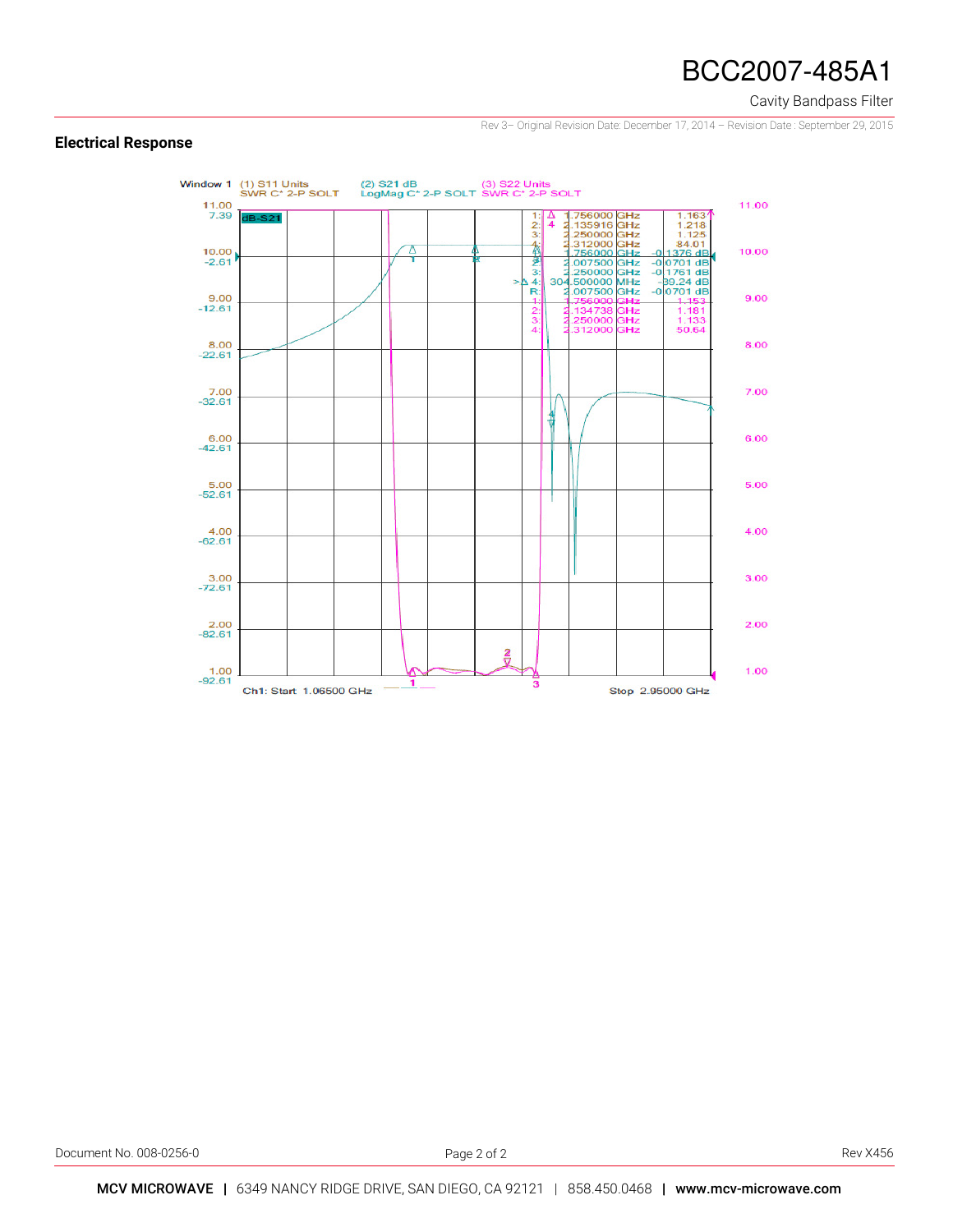# BCC2007-485A1

Cavity Bandpass Filter

Rev 3– Original Revision Date: December 17, 2014 – Revision Date : September 29, 2015

## Electrical Response

Window 1 (1) S11 Units SWR C* 2-P SOLT (2) S21 dB LogMag C* 2-P SOLT (3) S22 Units SWR C* 2-P SOLT

dB-S21

1: Δ 1.756000 GHz 1.163
2: 4 2.135916 GHz 1.218
3: 2.250000 GHz 1.125
4: 2.312000 GHz 84.01
1: 1.756000 GHz -0.1376 dB
2: 2.007500 GHz -0.0701 dB
3: 2.250000 GHz -0.1761 dB
>Δ 4: 304.500000 MHz -39.24 dB
R: 2.007500 GHz -0.0701 dB
1: 1.756000 GHz 1.153
2: 2.134738 GHz 1.181
3: 2.250000 GHz 1.133
4: 2.312000 GHz 50.64

11.00 7.39 / 10.00 -2.61 / 9.00 -12.61 / 8.00 -22.61 / 7.00 -32.61 / 6.00 -42.61 / 5.00 -52.61 / 4.00 -62.61 / 3.00 -72.61 / 2.00 -82.61 / 1.00 -92.61

11.00 / 10.00 / 9.00 / 8.00 / 7.00 / 6.00 / 5.00 / 4.00 / 3.00 / 2.00 / 1.00

Ch1: Start 1.06500 GHz Stop 2.95000 GHz

Document No. 008-0256-0

Rev X456

**MCV MICROWAVE** | 6349 NANCY RIDGE DRIVE, SAN DIEGO, CA 92121 | 858.450.0468 | **www.mcv-microwave.com**